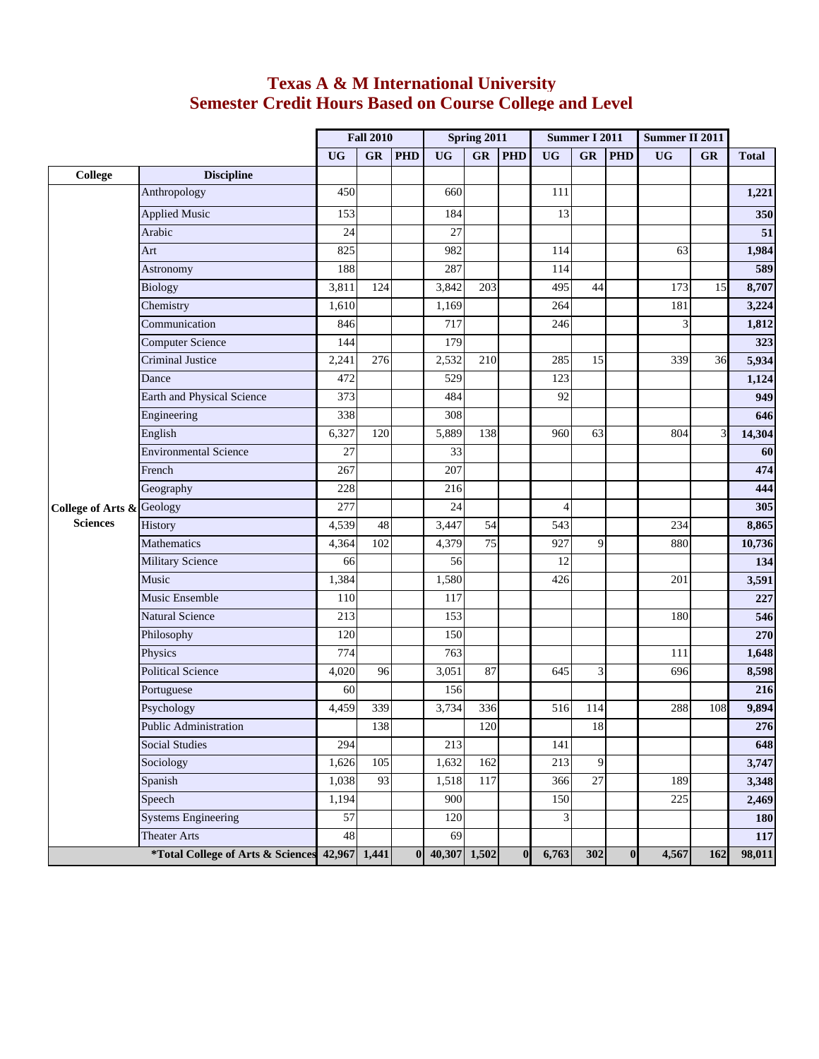# Texas A & M International University
## Semester Credit Hours Based on Course College and Level

| College | Discipline | Fall 2010 UG | Fall 2010 GR | Fall 2010 PHD | Spring 2011 UG | Spring 2011 GR | Spring 2011 PHD | Summer I 2011 UG | Summer I 2011 GR | Summer I 2011 PHD | Summer II 2011 UG | Summer II 2011 GR | Total |
|---|---|---|---|---|---|---|---|---|---|---|---|---|---|
| College of Arts & Sciences | Anthropology | 450 | | | 660 | | | 111 | | | | | **1,221** |
| | Applied Music | 153 | | | 184 | | | 13 | | | | | **350** |
| | Arabic | 24 | | | 27 | | | | | | | | **51** |
| | Art | 825 | | | 982 | | | 114 | | | 63 | | **1,984** |
| | Astronomy | 188 | | | 287 | | | 114 | | | | | **589** |
| | Biology | 3,811 | 124 | | 3,842 | 203 | | 495 | 44 | | 173 | 15 | **8,707** |
| | Chemistry | 1,610 | | | 1,169 | | | 264 | | | 181 | | **3,224** |
| | Communication | 846 | | | 717 | | | 246 | | | 3 | | **1,812** |
| | Computer Science | 144 | | | 179 | | | | | | | | **323** |
| | Criminal Justice | 2,241 | 276 | | 2,532 | 210 | | 285 | 15 | | 339 | 36 | **5,934** |
| | Dance | 472 | | | 529 | | | 123 | | | | | **1,124** |
| | Earth and Physical Science | 373 | | | 484 | | | 92 | | | | | **949** |
| | Engineering | 338 | | | 308 | | | | | | | | **646** |
| | English | 6,327 | 120 | | 5,889 | 138 | | 960 | 63 | | 804 | 3 | **14,304** |
| | Environmental Science | 27 | | | 33 | | | | | | | | **60** |
| | French | 267 | | | 207 | | | | | | | | **474** |
| | Geography | 228 | | | 216 | | | | | | | | **444** |
| | Geology | 277 | | | 24 | | | 4 | | | | | **305** |
| | History | 4,539 | 48 | | 3,447 | 54 | | 543 | | | 234 | | **8,865** |
| | Mathematics | 4,364 | 102 | | 4,379 | 75 | | 927 | 9 | | 880 | | **10,736** |
| | Military Science | 66 | | | 56 | | | 12 | | | | | **134** |
| | Music | 1,384 | | | 1,580 | | | 426 | | | 201 | | **3,591** |
| | Music Ensemble | 110 | | | 117 | | | | | | | | **227** |
| | Natural Science | 213 | | | 153 | | | | | | 180 | | **546** |
| | Philosophy | 120 | | | 150 | | | | | | | | **270** |
| | Physics | 774 | | | 763 | | | | | | 111 | | **1,648** |
| | Political Science | 4,020 | 96 | | 3,051 | 87 | | 645 | 3 | | 696 | | **8,598** |
| | Portuguese | 60 | | | 156 | | | | | | | | **216** |
| | Psychology | 4,459 | 339 | | 3,734 | 336 | | 516 | 114 | | 288 | 108 | **9,894** |
| | Public Administration | | 138 | | | 120 | | | 18 | | | | **276** |
| | Social Studies | 294 | | | 213 | | | 141 | | | | | **648** |
| | Sociology | 1,626 | 105 | | 1,632 | 162 | | 213 | 9 | | | | **3,747** |
| | Spanish | 1,038 | 93 | | 1,518 | 117 | | 366 | 27 | | 189 | | **3,348** |
| | Speech | 1,194 | | | 900 | | | 150 | | | 225 | | **2,469** |
| | Systems Engineering | 57 | | | 120 | | | 3 | | | | | **180** |
| | Theater Arts | 48 | | | 69 | | | | | | | | **117** |
| **\*Total College of Arts & Sciences** | | **42,967** | **1,441** | **0** | **40,307** | **1,502** | **0** | **6,763** | **302** | **0** | **4,567** | **162** | **98,011** |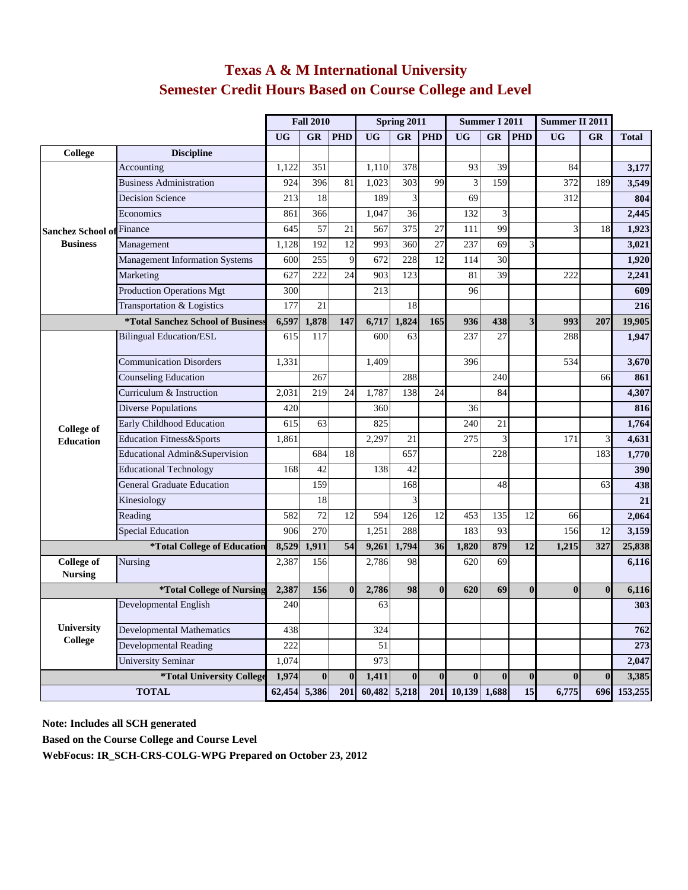# Texas A & M International University
## Semester Credit Hours Based on Course College and Level

| | | Fall 2010 | | | Spring 2011 | | | Summer I 2011 | | | Summer II 2011 | | |
|---|---|---|---|---|---|---|---|---|---|---|---|---|---|
| | | UG | GR | PHD | UG | GR | PHD | UG | GR | PHD | UG | GR | Total |
| College | Discipline | | | | | | | | | | | | |
| Sanchez School of Business | Accounting | 1,122 | 351 | | 1,110 | 378 | | 93 | 39 | | 84 | | 3,177 |
| | Business Administration | 924 | 396 | 81 | 1,023 | 303 | 99 | 3 | 159 | | 372 | 189 | 3,549 |
| | Decision Science | 213 | 18 | | 189 | 3 | | 69 | | | 312 | | 804 |
| | Economics | 861 | 366 | | 1,047 | 36 | | 132 | 3 | | | | 2,445 |
| | Finance | 645 | 57 | 21 | 567 | 375 | 27 | 111 | 99 | | 3 | 18 | 1,923 |
| | Management | 1,128 | 192 | 12 | 993 | 360 | 27 | 237 | 69 | 3 | | | 3,021 |
| | Management Information Systems | 600 | 255 | 9 | 672 | 228 | 12 | 114 | 30 | | | | 1,920 |
| | Marketing | 627 | 222 | 24 | 903 | 123 | | 81 | 39 | | 222 | | 2,241 |
| | Production Operations Mgt | 300 | | | 213 | | | 96 | | | | | 609 |
| | Transportation & Logistics | 177 | 21 | | | 18 | | | | | | | 216 |
| *Total Sanchez School of Business | | **6,597** | **1,878** | **147** | **6,717** | **1,824** | **165** | **936** | **438** | **3** | **993** | **207** | **19,905** |
| College of Education | Bilingual Education/ESL | 615 | 117 | | 600 | 63 | | 237 | 27 | | 288 | | 1,947 |
| | Communication Disorders | 1,331 | | | 1,409 | | | 396 | | | 534 | | 3,670 |
| | Counseling Education | | 267 | | | 288 | | | 240 | | | 66 | 861 |
| | Curriculum & Instruction | 2,031 | 219 | 24 | 1,787 | 138 | 24 | | 84 | | | | 4,307 |
| | Diverse Populations | 420 | | | 360 | | | 36 | | | | | 816 |
| | Early Childhood Education | 615 | 63 | | 825 | | | 240 | 21 | | | | 1,764 |
| | Education Fitness&Sports | 1,861 | | | 2,297 | 21 | | 275 | 3 | | 171 | 3 | 4,631 |
| | Educational Admin&Supervision | | 684 | 18 | | 657 | | | 228 | | | 183 | 1,770 |
| | Educational Technology | 168 | 42 | | 138 | 42 | | | | | | | 390 |
| | General Graduate Education | | 159 | | | 168 | | | 48 | | | 63 | 438 |
| | Kinesiology | | 18 | | | 3 | | | | | | | 21 |
| | Reading | 582 | 72 | 12 | 594 | 126 | 12 | 453 | 135 | 12 | 66 | | 2,064 |
| | Special Education | 906 | 270 | | 1,251 | 288 | | 183 | 93 | | 156 | 12 | 3,159 |
| *Total College of Education | | **8,529** | **1,911** | **54** | **9,261** | **1,794** | **36** | **1,820** | **879** | **12** | **1,215** | **327** | **25,838** |
| College of Nursing | Nursing | 2,387 | 156 | | 2,786 | 98 | | 620 | 69 | | | | 6,116 |
| *Total College of Nursing | | **2,387** | **156** | **0** | **2,786** | **98** | **0** | **620** | **69** | **0** | **0** | **0** | **6,116** |
| University College | Developmental English | 240 | | | 63 | | | | | | | | 303 |
| | Developmental Mathematics | 438 | | | 324 | | | | | | | | 762 |
| | Developmental Reading | 222 | | | 51 | | | | | | | | 273 |
| | University Seminar | 1,074 | | | 973 | | | | | | | | 2,047 |
| *Total University College | | **1,974** | **0** | **0** | **1,411** | **0** | **0** | **0** | **0** | **0** | **0** | **0** | **3,385** |
| **TOTAL** | | **62,454** | **5,386** | **201** | **60,482** | **5,218** | **201** | **10,139** | **1,688** | **15** | **6,775** | **696** | **153,255** |

**Note: Includes all SCH generated**

**Based on the Course College and Course Level**

**WebFocus: IR_SCH-CRS-COLG-WPG Prepared on October 23, 2012**